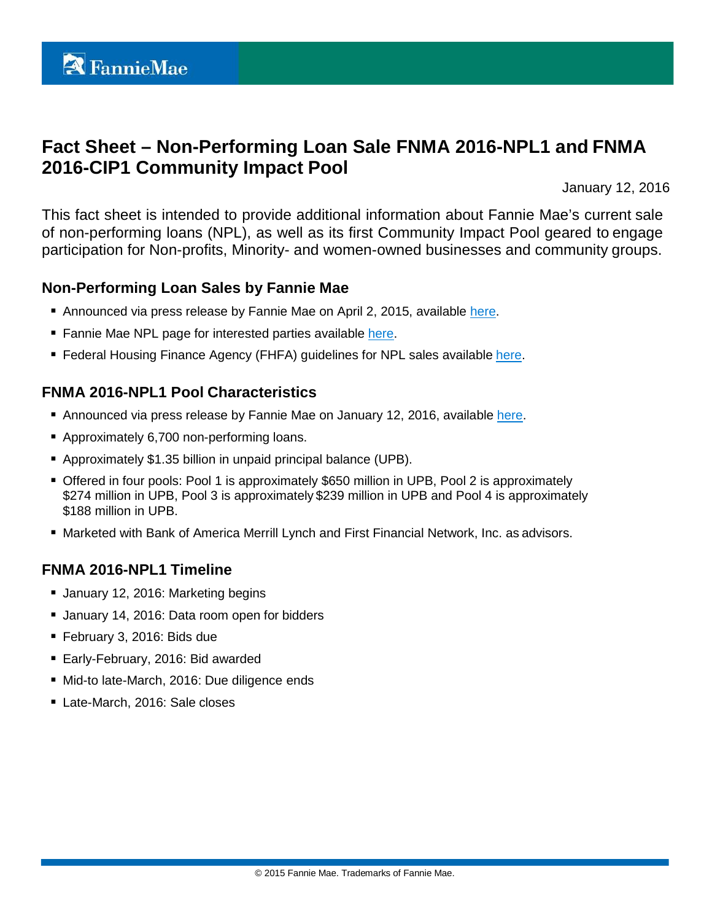# Fact Sheet – Non-Performing Loan Sale FNMA 2016-NPL1 and FNMA 2016-CIP1 Community Impact Pool

January 12, 2016

This fact sheet is intended to provide additional information about Fannie Mae's current sale of non-performing loans (NPL), as well as its first Community Impact Pool geared to engage participation for Non-profits, Minority- and women-owned businesses and community groups.

## Non-Performing Loan Sales by Fannie Mae

- Announced via press release by Fannie Mae on April 2, 2015, available here.
- Fannie Mae NPL page for interested parties available here.
- Federal Housing Finance Agency (FHFA) guidelines for NPL sales available here.

## FNMA 2016-NPL1 Pool Characteristics

- Announced via press release by Fannie Mae on January 12, 2016, available here.
- Approximately 6,700 non-performing loans.
- Approximately $1.35 billion in unpaid principal balance (UPB).
- Offered in four pools: Pool 1 is approximately $650 million in UPB, Pool 2 is approximately $274 million in UPB, Pool 3 is approximately $239 million in UPB and Pool 4 is approximately $188 million in UPB.
- Marketed with Bank of America Merrill Lynch and First Financial Network, Inc. as advisors.

## FNMA 2016-NPL1 Timeline

- January 12, 2016: Marketing begins
- January 14, 2016: Data room open for bidders
- February 3, 2016: Bids due
- Early-February, 2016: Bid awarded
- Mid-to late-March, 2016: Due diligence ends
- Late-March, 2016: Sale closes

© 2015 Fannie Mae. Trademarks of Fannie Mae.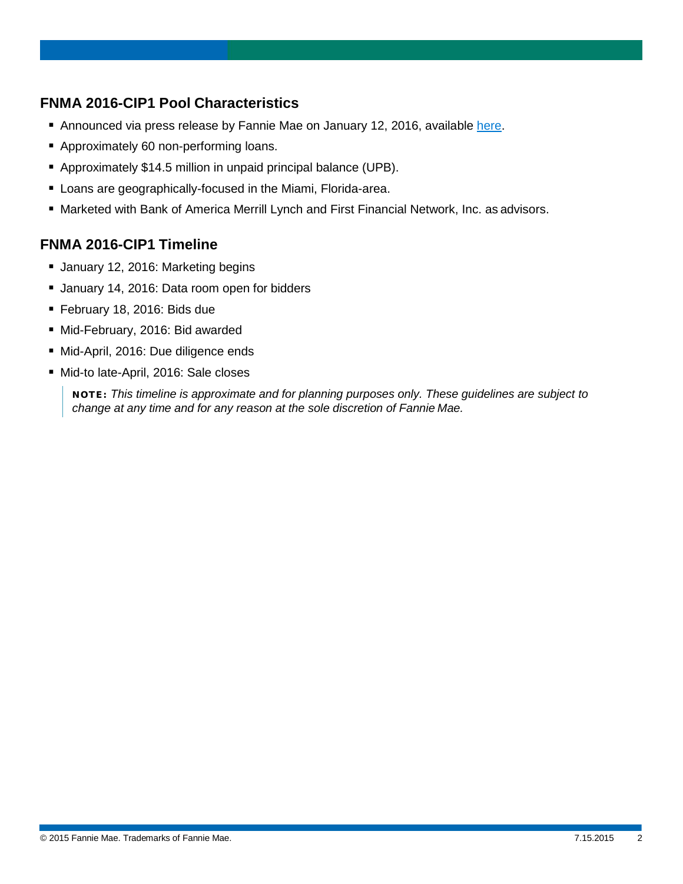## FNMA 2016-CIP1 Pool Characteristics

- Announced via press release by Fannie Mae on January 12, 2016, available here.
- Approximately 60 non-performing loans.
- Approximately $14.5 million in unpaid principal balance (UPB).
- Loans are geographically-focused in the Miami, Florida-area.
- Marketed with Bank of America Merrill Lynch and First Financial Network, Inc. as advisors.

## FNMA 2016-CIP1 Timeline

- January 12, 2016: Marketing begins
- January 14, 2016: Data room open for bidders
- February 18, 2016: Bids due
- Mid-February, 2016: Bid awarded
- Mid-April, 2016: Due diligence ends
- Mid-to late-April, 2016: Sale closes

> **NOTE:** *This timeline is approximate and for planning purposes only. These guidelines are subject to change at any time and for any reason at the sole discretion of Fannie Mae.*